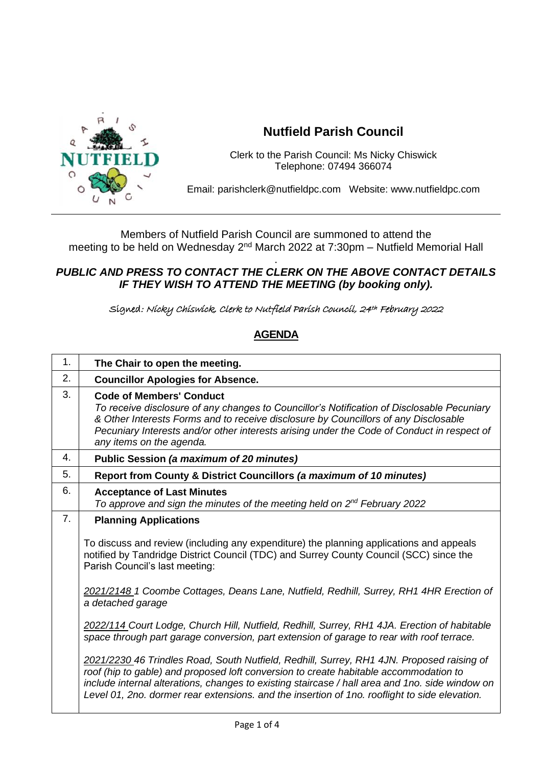# Nutfield Parish Council

Clerk to the Parish Council: Ms Nicky Chiswick
Telephone: 07494 366074

Email: parishclerk@nutfieldpc.com   Website: www.nutfieldpc.com

Members of Nutfield Parish Council are summoned to attend the meeting to be held on Wednesday 2nd March 2022 at 7:30pm – Nutfield Memorial Hall

***PUBLIC AND PRESS TO CONTACT THE CLERK ON THE ABOVE CONTACT DETAILS IF THEY WISH TO ATTEND THE MEETING (by booking only).***

*Signed: Nicky Chiswick, Clerk to Nutfield Parish Council, 24th February 2022*

## AGENDA

| | |
|---|---|
| 1. | **The Chair to open the meeting.** |
| 2. | **Councillor Apologies for Absence.** |
| 3. | **Code of Members' Conduct**<br>*To receive disclosure of any changes to Councillor's Notification of Disclosable Pecuniary & Other Interests Forms and to receive disclosure by Councillors of any Disclosable Pecuniary Interests and/or other interests arising under the Code of Conduct in respect of any items on the agenda.* |
| 4. | **Public Session *(a maximum of 20 minutes)*** |
| 5. | **Report from County & District Councillors *(a maximum of 10 minutes)*** |
| 6. | **Acceptance of Last Minutes**<br>*To approve and sign the minutes of the meeting held on 2nd February 2022* |
| 7. | **Planning Applications**<br><br>To discuss and review (including any expenditure) the planning applications and appeals notified by Tandridge District Council (TDC) and Surrey County Council (SCC) since the Parish Council's last meeting:<br><br>*2021/2148 1 Coombe Cottages, Deans Lane, Nutfield, Redhill, Surrey, RH1 4HR Erection of a detached garage*<br><br>*2022/114 Court Lodge, Church Hill, Nutfield, Redhill, Surrey, RH1 4JA. Erection of habitable space through part garage conversion, part extension of garage to rear with roof terrace.*<br><br>*2021/2230 46 Trindles Road, South Nutfield, Redhill, Surrey, RH1 4JN. Proposed raising of roof (hip to gable) and proposed loft conversion to create habitable accommodation to include internal alterations, changes to existing staircase / hall area and 1no. side window on Level 01, 2no. dormer rear extensions. and the insertion of 1no. rooflight to side elevation.* |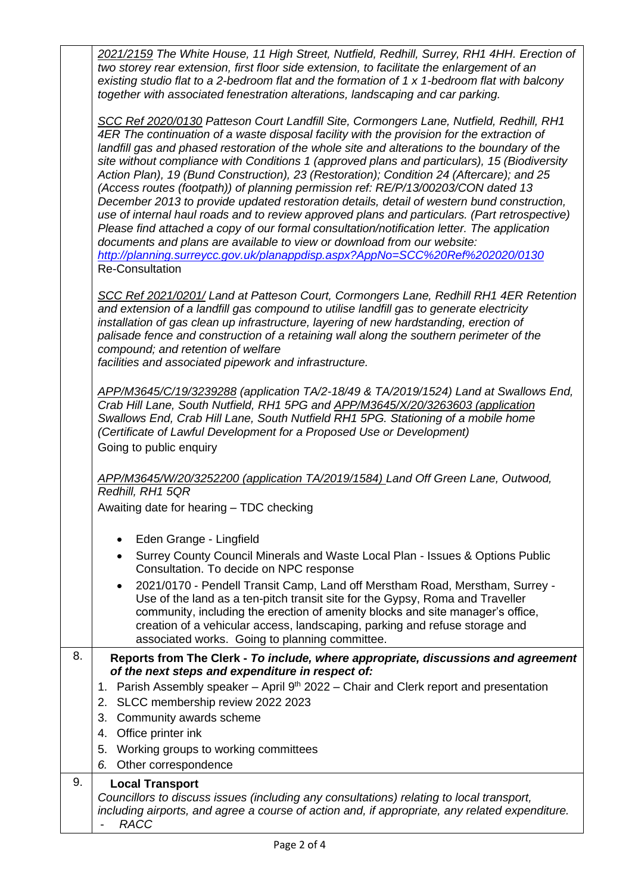| | |
|---|---|
| | *2021/2159 The White House, 11 High Street, Nutfield, Redhill, Surrey, RH1 4HH. Erection of two storey rear extension, first floor side extension, to facilitate the enlargement of an existing studio flat to a 2-bedroom flat and the formation of 1 x 1-bedroom flat with balcony together with associated fenestration alterations, landscaping and car parking.*<br><br>*SCC Ref 2020/0130 Patteson Court Landfill Site, Cormongers Lane, Nutfield, Redhill, RH1 4ER The continuation of a waste disposal facility with the provision for the extraction of landfill gas and phased restoration of the whole site and alterations to the boundary of the site without compliance with Conditions 1 (approved plans and particulars), 15 (Biodiversity Action Plan), 19 (Bund Construction), 23 (Restoration); Condition 24 (Aftercare); and 25 (Access routes (footpath)) of planning permission ref: RE/P/13/00203/CON dated 13 December 2013 to provide updated restoration details, detail of western bund construction, use of internal haul roads and to review approved plans and particulars. (Part retrospective) Please find attached a copy of our formal consultation/notification letter. The application documents and plans are available to view or download from our website: http://planning.surreycc.gov.uk/planappdisp.aspx?AppNo=SCC%20Ref%202020/0130*<br>Re-Consultation<br><br>*SCC Ref 2021/0201/ Land at Patteson Court, Cormongers Lane, Redhill RH1 4ER Retention and extension of a landfill gas compound to utilise landfill gas to generate electricity installation of gas clean up infrastructure, layering of new hardstanding, erection of palisade fence and construction of a retaining wall along the southern perimeter of the compound; and retention of welfare facilities and associated pipework and infrastructure.*<br><br>*APP/M3645/C/19/3239288 (application TA/2-18/49 & TA/2019/1524) Land at Swallows End, Crab Hill Lane, South Nutfield, RH1 5PG and APP/M3645/X/20/3263603 (application Swallows End, Crab Hill Lane, South Nutfield RH1 5PG. Stationing of a mobile home (Certificate of Lawful Development for a Proposed Use or Development)*<br>Going to public enquiry<br><br>*APP/M3645/W/20/3252200 (application TA/2019/1584) Land Off Green Lane, Outwood, Redhill, RH1 5QR*<br>Awaiting date for hearing – TDC checking<br><br>• Eden Grange - Lingfield<br>• Surrey County Council Minerals and Waste Local Plan - Issues & Options Public Consultation. To decide on NPC response<br>• 2021/0170 - Pendell Transit Camp, Land off Merstham Road, Merstham, Surrey - Use of the land as a ten-pitch transit site for the Gypsy, Roma and Traveller community, including the erection of amenity blocks and site manager's office, creation of a vehicular access, landscaping, parking and refuse storage and associated works. Going to planning committee. |
| 8. | **Reports from The Clerk -** ***To include, where appropriate, discussions and agreement of the next steps and expenditure in respect of:***<br>1. Parish Assembly speaker – April 9th 2022 – Chair and Clerk report and presentation<br>2. SLCC membership review 2022 2023<br>3. Community awards scheme<br>4. Office printer ink<br>5. Working groups to working committees<br>6. Other correspondence |
| 9. | **Local Transport**<br>*Councillors to discuss issues (including any consultations) relating to local transport, including airports, and agree a course of action and, if appropriate, any related expenditure.*<br>- *RACC* |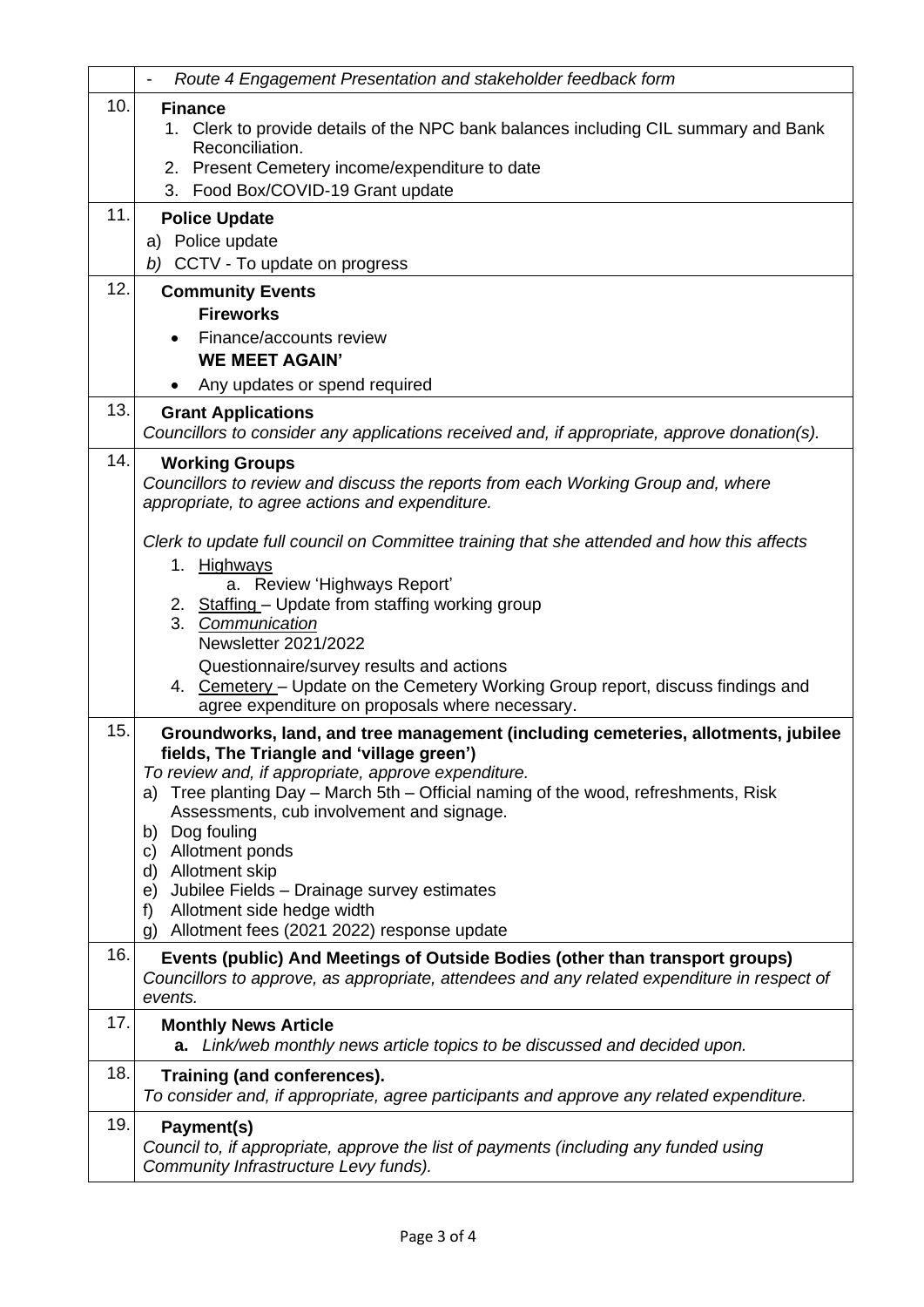| | |
|---|---|
| | - *Route 4 Engagement Presentation and stakeholder feedback form* |
| 10. | **Finance**<br>1. Clerk to provide details of the NPC bank balances including CIL summary and Bank Reconciliation.<br>2. Present Cemetery income/expenditure to date<br>3. Food Box/COVID-19 Grant update |
| 11. | **Police Update**<br>a) Police update<br>*b)* CCTV - To update on progress |
| 12. | **Community Events**<br>**Fireworks**<br>• Finance/accounts review<br>**WE MEET AGAIN'**<br>• Any updates or spend required |
| 13. | **Grant Applications**<br>*Councillors to consider any applications received and, if appropriate, approve donation(s).* |
| 14. | **Working Groups**<br>*Councillors to review and discuss the reports from each Working Group and, where appropriate, to agree actions and expenditure.*<br><br>*Clerk to update full council on Committee training that she attended and how this affects*<br>1. Highways<br>a. Review 'Highways Report'<br>2. Staffing – Update from staffing working group<br>3. *Communication*<br>Newsletter 2021/2022<br>Questionnaire/survey results and actions<br>4. Cemetery – Update on the Cemetery Working Group report, discuss findings and agree expenditure on proposals where necessary. |
| 15. | **Groundworks, land, and tree management (including cemeteries, allotments, jubilee fields, The Triangle and 'village green')**<br>*To review and, if appropriate, approve expenditure.*<br>a) Tree planting Day – March 5th – Official naming of the wood, refreshments, Risk Assessments, cub involvement and signage.<br>b) Dog fouling<br>c) Allotment ponds<br>d) Allotment skip<br>e) Jubilee Fields – Drainage survey estimates<br>f) Allotment side hedge width<br>g) Allotment fees (2021 2022) response update |
| 16. | **Events (public) And Meetings of Outside Bodies (other than transport groups)**<br>*Councillors to approve, as appropriate, attendees and any related expenditure in respect of events.* |
| 17. | **Monthly News Article**<br>**a.** *Link/web monthly news article topics to be discussed and decided upon.* |
| 18. | **Training (and conferences).**<br>*To consider and, if appropriate, agree participants and approve any related expenditure.* |
| 19. | **Payment(s)**<br>*Council to, if appropriate, approve the list of payments (including any funded using Community Infrastructure Levy funds).* |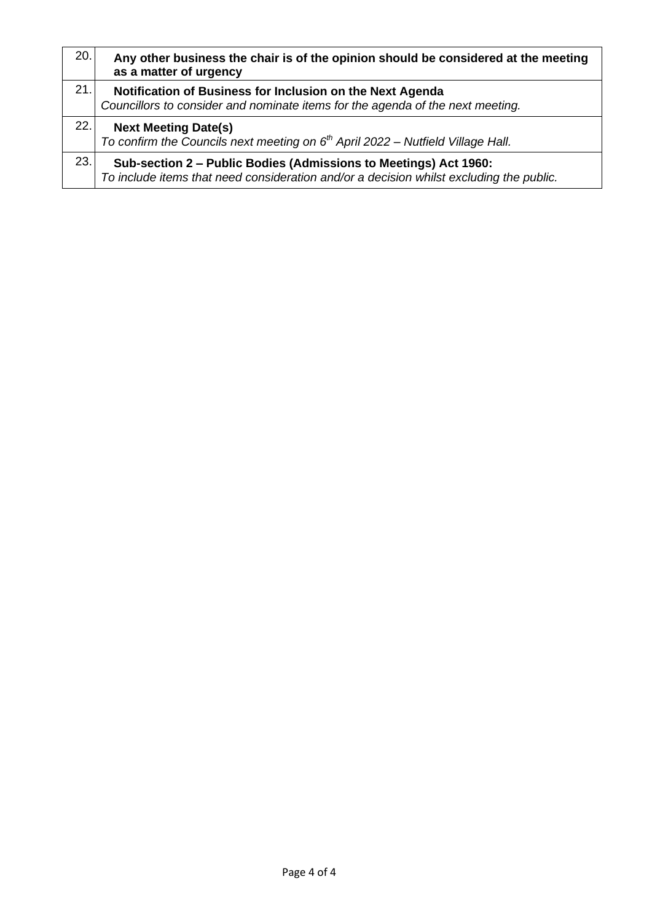| | |
|---|---|
| 20. | **Any other business the chair is of the opinion should be considered at the meeting as a matter of urgency** |
| 21. | **Notification of Business for Inclusion on the Next Agenda**<br>*Councillors to consider and nominate items for the agenda of the next meeting.* |
| 22. | **Next Meeting Date(s)**<br>*To confirm the Councils next meeting on 6th April 2022 – Nutfield Village Hall.* |
| 23. | **Sub-section 2 – Public Bodies (Admissions to Meetings) Act 1960:**<br>*To include items that need consideration and/or a decision whilst excluding the public.* |